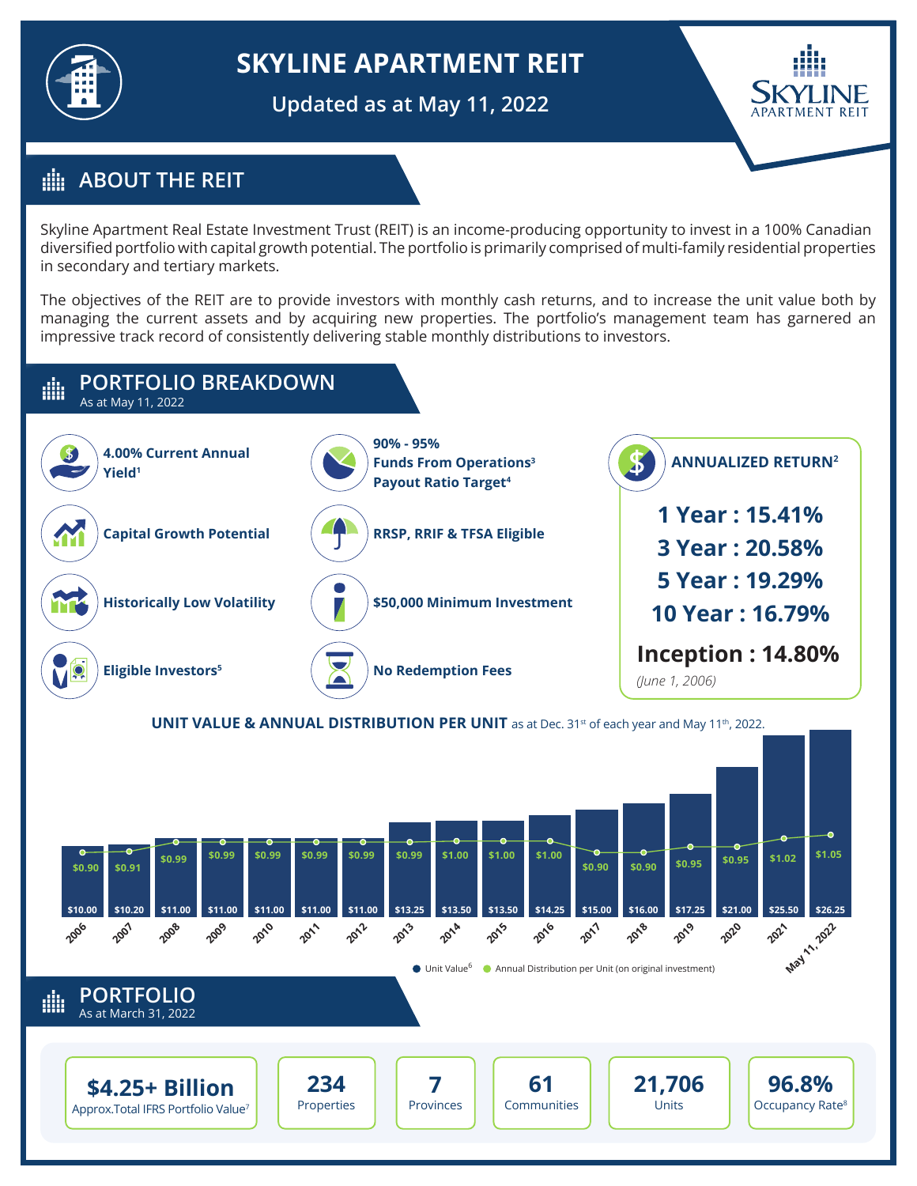# SKYLINE APARTMENT REIT

**Updated as at May 11, 2022**

## ABOUT THE REIT

Skyline Apartment Real Estate Investment Trust (REIT) is an income-producing opportunity to invest in a 100% Canadian diversified portfolio with capital growth potential. The portfolio is primarily comprised of multi-family residential properties in secondary and tertiary markets.

The objectives of the REIT are to provide investors with monthly cash returns, and to increase the unit value both by managing the current assets and by acquiring new properties. The portfolio's management team has garnered an impressive track record of consistently delivering stable monthly distributions to investors.

## PORTFOLIO BREAKDOWN

As at May 11, 2022

- **4.00% Current Annual Yield[1]**
- **90% - 95% Funds From Operations[3] Payout Ratio Target[4]**
- **Capital Growth Potential**
- **RRSP, RRIF & TFSA Eligible**
- **Historically Low Volatility**
- **$50,000 Minimum Investment**
- **Eligible Investors[5]**
- **No Redemption Fees**

### ANNUALIZED RETURN[2]

- **1 Year : 15.41%**
- **3 Year : 20.58%**
- **5 Year : 19.29%**
- **10 Year : 16.79%**
- **Inception : 14.80%** *(June 1, 2006)*

### UNIT VALUE & ANNUAL DISTRIBUTION PER UNIT as at Dec. 31st of each year and May 11th, 2022.

| Year | Unit Value[6] | Annual Distribution per Unit (on original investment) |
|---|---|---|
| 2006 | $10.00 | $0.90 |
| 2007 | $10.20 | $0.91 |
| 2008 | $11.00 | $0.99 |
| 2009 | $11.00 | $0.99 |
| 2010 | $11.00 | $0.99 |
| 2011 | $11.00 | $0.99 |
| 2012 | $11.00 | $0.99 |
| 2013 | $13.25 | $0.99 |
| 2014 | $13.50 | $1.00 |
| 2015 | $13.50 | $1.00 |
| 2016 | $14.25 | $1.00 |
| 2017 | $15.00 | $0.90 |
| 2018 | $16.00 | $0.90 |
| 2019 | $17.25 | $0.95 |
| 2020 | $21.00 | $0.95 |
| 2021 | $25.50 | $1.02 |
| May 11, 2022 | $26.25 | $1.05 |

## PORTFOLIO

As at March 31, 2022

| $4.25+ Billion | 234 | 7 | 61 | 21,706 | 96.8% |
|---|---|---|---|---|---|
| Approx.Total IFRS Portfolio Value[7] | Properties | Provinces | Communities | Units | Occupancy Rate[8] |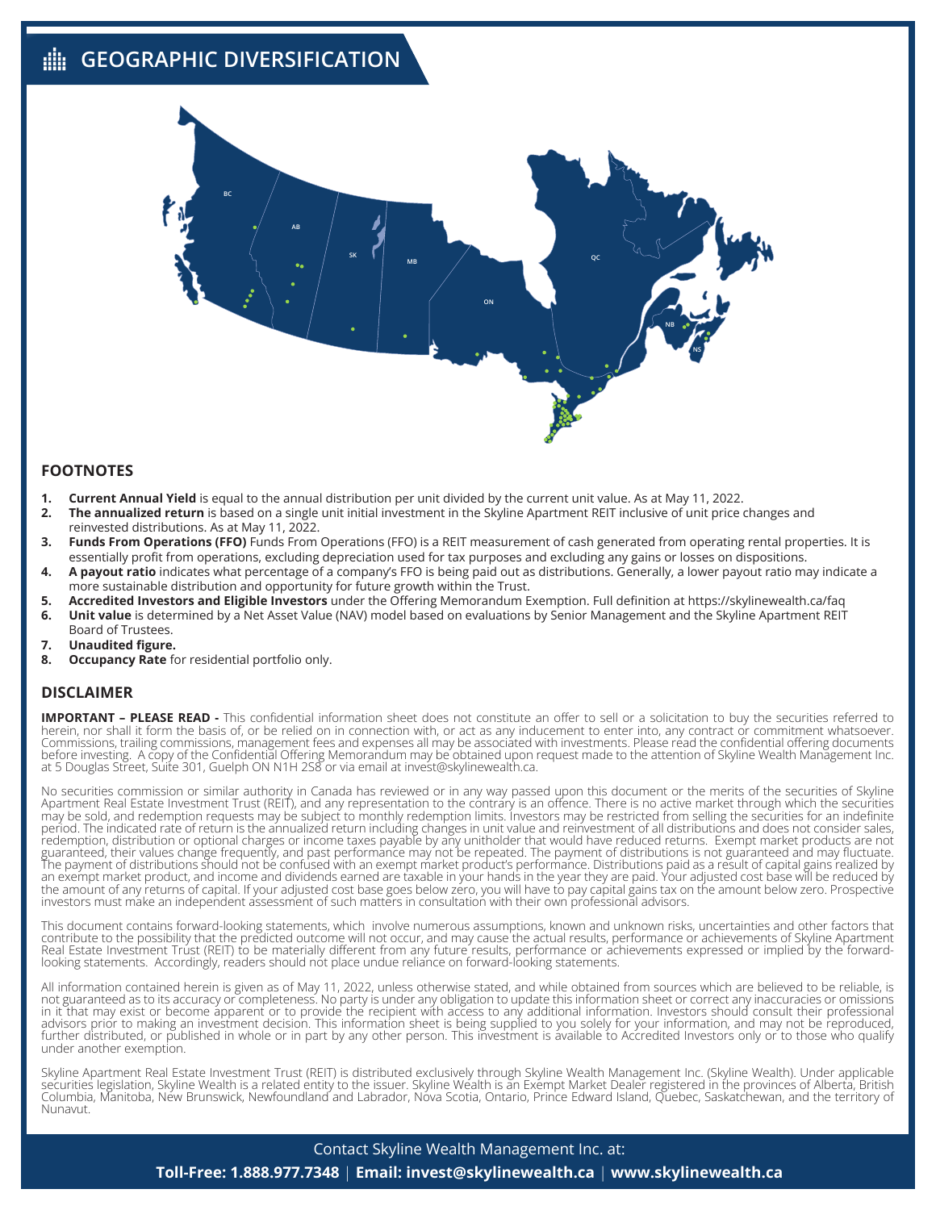## GEOGRAPHIC DIVERSIFICATION

BC
AB
SK
MB
ON
QC
NB
NS

## FOOTNOTES

1. **Current Annual Yield** is equal to the annual distribution per unit divided by the current unit value. As at May 11, 2022.
2. **The annualized return** is based on a single unit initial investment in the Skyline Apartment REIT inclusive of unit price changes and reinvested distributions. As at May 11, 2022.
3. **Funds From Operations (FFO)** Funds From Operations (FFO) is a REIT measurement of cash generated from operating rental properties. It is essentially profit from operations, excluding depreciation used for tax purposes and excluding any gains or losses on dispositions.
4. **A payout ratio** indicates what percentage of a company's FFO is being paid out as distributions. Generally, a lower payout ratio may indicate a more sustainable distribution and opportunity for future growth within the Trust.
5. **Accredited Investors and Eligible Investors** under the Offering Memorandum Exemption. Full definition at https://skylinewealth.ca/faq
6. **Unit value** is determined by a Net Asset Value (NAV) model based on evaluations by Senior Management and the Skyline Apartment REIT Board of Trustees.
7. **Unaudited figure.**
8. **Occupancy Rate** for residential portfolio only.

## DISCLAIMER

**IMPORTANT – PLEASE READ -** This confidential information sheet does not constitute an offer to sell or a solicitation to buy the securities referred to herein, nor shall it form the basis of, or be relied on in connection with, or act as any inducement to enter into, any contract or commitment whatsoever. Commissions, trailing commissions, management fees and expenses all may be associated with investments. Please read the confidential offering documents before investing. A copy of the Confidential Offering Memorandum may be obtained upon request made to the attention of Skyline Wealth Management Inc. at 5 Douglas Street, Suite 301, Guelph ON N1H 2S8 or via email at invest@skylinewealth.ca.

No securities commission or similar authority in Canada has reviewed or in any way passed upon this document or the merits of the securities of Skyline Apartment Real Estate Investment Trust (REIT), and any representation to the contrary is an offence. There is no active market through which the securities may be sold, and redemption requests may be subject to monthly redemption limits. Investors may be restricted from selling the securities for an indefinite period. The indicated rate of return is the annualized return including changes in unit value and reinvestment of all distributions and does not consider sales, redemption, distribution or optional charges or income taxes payable by any unitholder that would have reduced returns. Exempt market products are not guaranteed, their values change frequently, and past performance may not be repeated. The payment of distributions is not guaranteed and may fluctuate. The payment of distributions should not be confused with an exempt market product's performance. Distributions paid as a result of capital gains realized by an exempt market product, and income and dividends earned are taxable in your hands in the year they are paid. Your adjusted cost base will be reduced by the amount of any returns of capital. If your adjusted cost base goes below zero, you will have to pay capital gains tax on the amount below zero. Prospective investors must make an independent assessment of such matters in consultation with their own professional advisors.

This document contains forward-looking statements, which involve numerous assumptions, known and unknown risks, uncertainties and other factors that contribute to the possibility that the predicted outcome will not occur, and may cause the actual results, performance or achievements of Skyline Apartment Real Estate Investment Trust (REIT) to be materially different from any future results, performance or achievements expressed or implied by the forward-looking statements. Accordingly, readers should not place undue reliance on forward-looking statements.

All information contained herein is given as of May 11, 2022, unless otherwise stated, and while obtained from sources which are believed to be reliable, is not guaranteed as to its accuracy or completeness. No party is under any obligation to update this information sheet or correct any inaccuracies or omissions in it that may exist or become apparent or to provide the recipient with access to any additional information. Investors should consult their professional advisors prior to making an investment decision. This information sheet is being supplied to you solely for your information, and may not be reproduced, further distributed, or published in whole or in part by any other person. This investment is available to Accredited Investors only or to those who qualify under another exemption.

Skyline Apartment Real Estate Investment Trust (REIT) is distributed exclusively through Skyline Wealth Management Inc. (Skyline Wealth). Under applicable securities legislation, Skyline Wealth is a related entity to the issuer. Skyline Wealth is an Exempt Market Dealer registered in the provinces of Alberta, British Columbia, Manitoba, New Brunswick, Newfoundland and Labrador, Nova Scotia, Ontario, Prince Edward Island, Quebec, Saskatchewan, and the territory of Nunavut.

Contact Skyline Wealth Management Inc. at:

**Toll-Free: 1.888.977.7348** | **Email: invest@skylinewealth.ca** | **www.skylinewealth.ca**